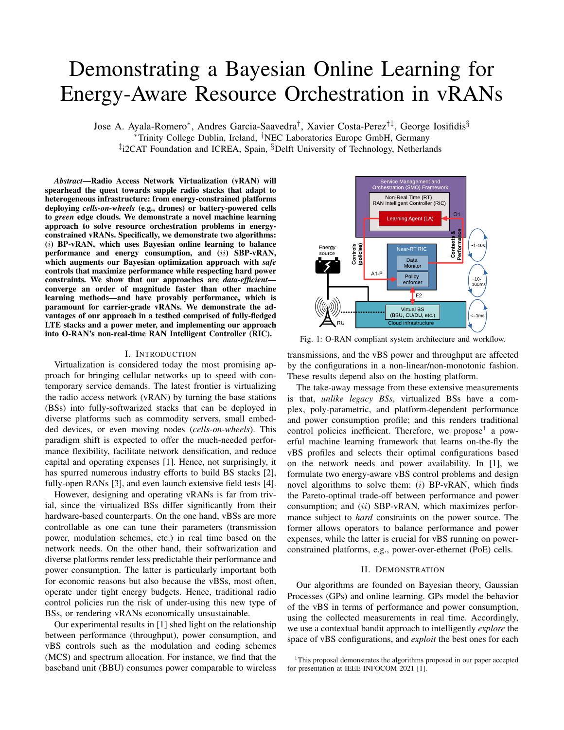# Demonstrating a Bayesian Online Learning for Energy-Aware Resource Orchestration in vRANs

Jose A. Ayala-Romero*, Andres Garcia-Saavedra†, Xavier Costa-Perez†‡, George Iosifidis§

*Trinity College Dublin, Ireland, †NEC Laboratories Europe GmbH, Germany

‡i2CAT Foundation and ICREA, Spain, §Delft University of Technology, Netherlands

***Abstract*—Radio Access Network Virtualization (vRAN) will spearhead the quest towards supple radio stacks that adapt to heterogeneous infrastructure: from energy-constrained platforms deploying *cells-on-wheels* (e.g., drones) or battery-powered cells to *green* edge clouds. We demonstrate a novel machine learning approach to solve resource orchestration problems in energy-constrained vRANs. Specifically, we demonstrate two algorithms: ($i$) BP-vRAN, which uses Bayesian online learning to balance performance and energy consumption, and ($ii$) SBP-vRAN, which augments our Bayesian optimization approach with *safe* controls that maximize performance while respecting hard power constraints. We show that our approaches are *data-efficient*—converge an order of magnitude faster than other machine learning methods—and have provably performance, which is paramount for carrier-grade vRANs. We demonstrate the advantages of our approach in a testbed comprised of fully-fledged LTE stacks and a power meter, and implementing our approach into O-RAN's non-real-time RAN Intelligent Controller (RIC).**

## I. Introduction

Virtualization is considered today the most promising approach for bringing cellular networks up to speed with contemporary service demands. The latest frontier is virtualizing the radio access network (vRAN) by turning the base stations (BSs) into fully-softwarized stacks that can be deployed in diverse platforms such as commodity servers, small embedded devices, or even moving nodes (*cells-on-wheels*). This paradigm shift is expected to offer the much-needed performance flexibility, facilitate network densification, and reduce capital and operating expenses [1]. Hence, not surprisingly, it has spurred numerous industry efforts to build BS stacks [2], fully-open RANs [3], and even launch extensive field tests [4].

However, designing and operating vRANs is far from trivial, since the virtualized BSs differ significantly from their hardware-based counterparts. On the one hand, vBSs are more controllable as one can tune their parameters (transmission power, modulation schemes, etc.) in real time based on the network needs. On the other hand, their softwarization and diverse platforms render less predictable their performance and power consumption. The latter is particularly important both for economic reasons but also because the vBSs, most often, operate under tight energy budgets. Hence, traditional radio control policies run the risk of under-using this new type of BSs, or rendering vRANs economically unsustainable.

Our experimental results in [1] shed light on the relationship between performance (throughput), power consumption, and vBS controls such as the modulation and coding schemes (MCS) and spectrum allocation. For instance, we find that the baseband unit (BBU) consumes power comparable to wireless transmissions, and the vBS power and throughput are affected by the configurations in a non-linear/non-monotonic fashion. These results depend also on the hosting platform.

Fig. 1: O-RAN compliant system architecture and workflow.

The take-away message from these extensive measurements is that, *unlike legacy BSs*, virtualized BSs have a complex, poly-parametric, and platform-dependent performance and power consumption profile; and this renders traditional control policies inefficient. Therefore, we propose[1] a powerful machine learning framework that learns on-the-fly the vBS profiles and selects their optimal configurations based on the network needs and power availability. In [1], we formulate two energy-aware vBS control problems and design novel algorithms to solve them: ($i$) BP-vRAN, which finds the Pareto-optimal trade-off between performance and power consumption; and ($ii$) SBP-vRAN, which maximizes performance subject to *hard* constraints on the power source. The former allows operators to balance performance and power expenses, while the latter is crucial for vBS running on power-constrained platforms, e.g., power-over-ethernet (PoE) cells.

## II. Demonstration

Our algorithms are founded on Bayesian theory, Gaussian Processes (GPs) and online learning. GPs model the behavior of the vBS in terms of performance and power consumption, using the collected measurements in real time. Accordingly, we use a contextual bandit approach to intelligently *explore* the space of vBS configurations, and *exploit* the best ones for each

[1] This proposal demonstrates the algorithms proposed in our paper accepted for presentation at IEEE INFOCOM 2021 [1].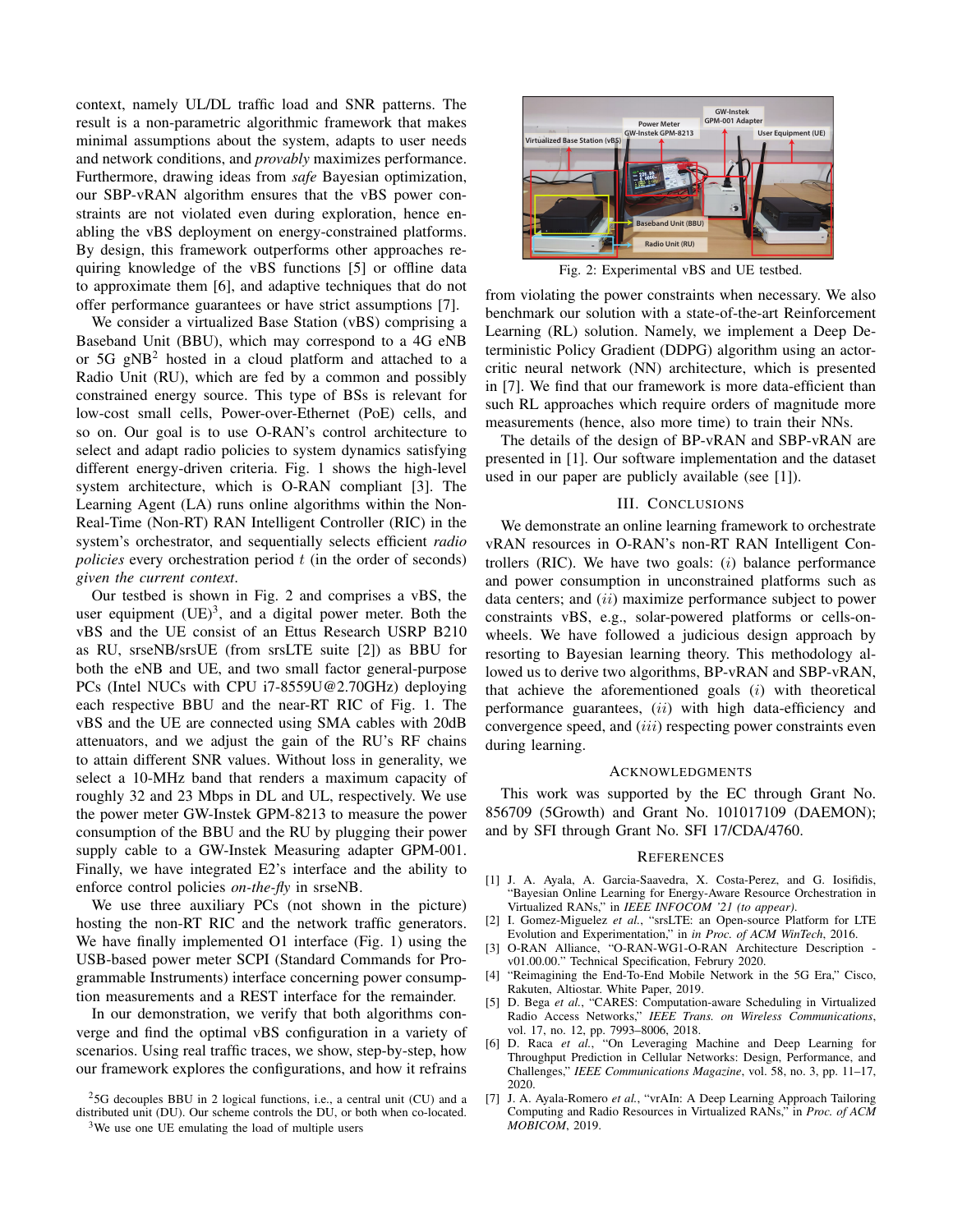context, namely UL/DL traffic load and SNR patterns. The result is a non-parametric algorithmic framework that makes minimal assumptions about the system, adapts to user needs and network conditions, and *provably* maximizes performance. Furthermore, drawing ideas from *safe* Bayesian optimization, our SBP-vRAN algorithm ensures that the vBS power constraints are not violated even during exploration, hence enabling the vBS deployment on energy-constrained platforms. By design, this framework outperforms other approaches requiring knowledge of the vBS functions [5] or offline data to approximate them [6], and adaptive techniques that do not offer performance guarantees or have strict assumptions [7].

We consider a virtualized Base Station (vBS) comprising a Baseband Unit (BBU), which may correspond to a 4G eNB or 5G gNB[2] hosted in a cloud platform and attached to a Radio Unit (RU), which are fed by a common and possibly constrained energy source. This type of BSs is relevant for low-cost small cells, Power-over-Ethernet (PoE) cells, and so on. Our goal is to use O-RAN's control architecture to select and adapt radio policies to system dynamics satisfying different energy-driven criteria. Fig. 1 shows the high-level system architecture, which is O-RAN compliant [3]. The Learning Agent (LA) runs online algorithms within the Non-Real-Time (Non-RT) RAN Intelligent Controller (RIC) in the system's orchestrator, and sequentially selects efficient *radio policies* every orchestration period $t$ (in the order of seconds) *given the current context*.

Our testbed is shown in Fig. 2 and comprises a vBS, the user equipment (UE)[3], and a digital power meter. Both the vBS and the UE consist of an Ettus Research USRP B210 as RU, srseNB/srsUE (from srsLTE suite [2]) as BBU for both the eNB and UE, and two small factor general-purpose PCs (Intel NUCs with CPU i7-8559U@2.70GHz) deploying each respective BBU and the near-RT RIC of Fig. 1. The vBS and the UE are connected using SMA cables with 20dB attenuators, and we adjust the gain of the RU's RF chains to attain different SNR values. Without loss in generality, we select a 10-MHz band that renders a maximum capacity of roughly 32 and 23 Mbps in DL and UL, respectively. We use the power meter GW-Instek GPM-8213 to measure the power consumption of the BBU and the RU by plugging their power supply cable to a GW-Instek Measuring adapter GPM-001. Finally, we have integrated E2's interface and the ability to enforce control policies *on-the-fly* in srseNB.

We use three auxiliary PCs (not shown in the picture) hosting the non-RT RIC and the network traffic generators. We have finally implemented O1 interface (Fig. 1) using the USB-based power meter SCPI (Standard Commands for Programmable Instruments) interface concerning power consumption measurements and a REST interface for the remainder.

In our demonstration, we verify that both algorithms converge and find the optimal vBS configuration in a variety of scenarios. Using real traffic traces, we show, step-by-step, how our framework explores the configurations, and how it refrains from violating the power constraints when necessary. We also benchmark our solution with a state-of-the-art Reinforcement Learning (RL) solution. Namely, we implement a Deep Deterministic Policy Gradient (DDPG) algorithm using an actor-critic neural network (NN) architecture, which is presented in [7]. We find that our framework is more data-efficient than such RL approaches which require orders of magnitude more measurements (hence, also more time) to train their NNs.

[2] 5G decouples BBU in 2 logical functions, i.e., a central unit (CU) and a distributed unit (DU). Our scheme controls the DU, or both when co-located.

[3] We use one UE emulating the load of multiple users

Virtualized Base Station (vBS)
Power Meter GW-Instek GPM-8213
GW-Instek GPM-001 Adapter
User Equipment (UE)
Baseband Unit (BBU)
Radio Unit (RU)

Fig. 2: Experimental vBS and UE testbed.

The details of the design of BP-vRAN and SBP-vRAN are presented in [1]. Our software implementation and the dataset used in our paper are publicly available (see [1]).

## III. Conclusions

We demonstrate an online learning framework to orchestrate vRAN resources in O-RAN's non-RT RAN Intelligent Controllers (RIC). We have two goals: $(i)$ balance performance and power consumption in unconstrained platforms such as data centers; and $(ii)$ maximize performance subject to power constraints vBSs, e.g., solar-powered platforms or cells-on-wheels. We have followed a judicious design approach by resorting to Bayesian learning theory. This methodology allowed us to derive two algorithms, BP-vRAN and SBP-vRAN, that achieve the aforementioned goals $(i)$ with theoretical performance guarantees, $(ii)$ with high data-efficiency and convergence speed, and $(iii)$ respecting power constraints even during learning.

## Acknowledgments

This work was supported by the EC through Grant No. 856709 (5Growth) and Grant No. 101017109 (DAEMON); and by SFI through Grant No. SFI 17/CDA/4760.

## References

[1] J. A. Ayala, A. Garcia-Saavedra, X. Costa-Perez, and G. Iosifidis, "Bayesian Online Learning for Energy-Aware Resource Orchestration in Virtualized RANs," in *IEEE INFOCOM '21 (to appear)*.

[2] I. Gomez-Miguelez *et al.*, "srsLTE: an Open-source Platform for LTE Evolution and Experimentation," in *in Proc. of ACM WinTech*, 2016.

[3] O-RAN Alliance, "O-RAN-WG1-O-RAN Architecture Description - v01.00.00." Technical Specification, Februry 2020.

[4] "Reimagining the End-To-End Mobile Network in the 5G Era," Cisco, Rakuten, Altiostar. White Paper, 2019.

[5] D. Bega *et al.*, "CARES: Computation-aware Scheduling in Virtualized Radio Access Networks," *IEEE Trans. on Wireless Communications*, vol. 17, no. 12, pp. 7993–8006, 2018.

[6] D. Raca *et al.*, "On Leveraging Machine and Deep Learning for Throughput Prediction in Cellular Networks: Design, Performance, and Challenges," *IEEE Communications Magazine*, vol. 58, no. 3, pp. 11–17, 2020.

[7] J. A. Ayala-Romero *et al.*, "vrAIn: A Deep Learning Approach Tailoring Computing and Radio Resources in Virtualized RANs," in *Proc. of ACM MOBICOM*, 2019.